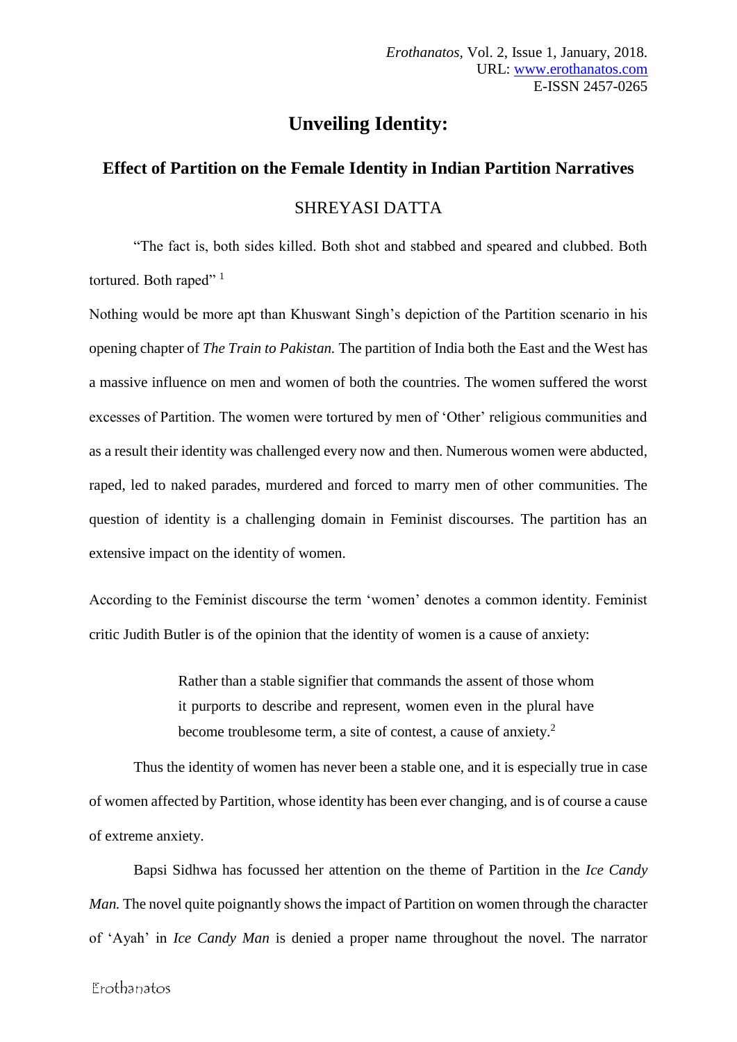# Unveiling Identity:

## Effect of Partition on the Female Identity in Indian Partition Narratives

SHREYASI DATTA

"The fact is, both sides killed. Both shot and stabbed and speared and clubbed. Both tortured. Both raped" [1]

Nothing would be more apt than Khuswant Singh's depiction of the Partition scenario in his opening chapter of *The Train to Pakistan.* The partition of India both the East and the West has a massive influence on men and women of both the countries. The women suffered the worst excesses of Partition. The women were tortured by men of 'Other' religious communities and as a result their identity was challenged every now and then. Numerous women were abducted, raped, led to naked parades, murdered and forced to marry men of other communities. The question of identity is a challenging domain in Feminist discourses. The partition has an extensive impact on the identity of women.

According to the Feminist discourse the term 'women' denotes a common identity. Feminist critic Judith Butler is of the opinion that the identity of women is a cause of anxiety:

> Rather than a stable signifier that commands the assent of those whom it purports to describe and represent, women even in the plural have become troublesome term, a site of contest, a cause of anxiety.[2]

Thus the identity of women has never been a stable one, and it is especially true in case of women affected by Partition, whose identity has been ever changing, and is of course a cause of extreme anxiety.

Bapsi Sidhwa has focussed her attention on the theme of Partition in the *Ice Candy Man.* The novel quite poignantly shows the impact of Partition on women through the character of 'Ayah' in *Ice Candy Man* is denied a proper name throughout the novel. The narrator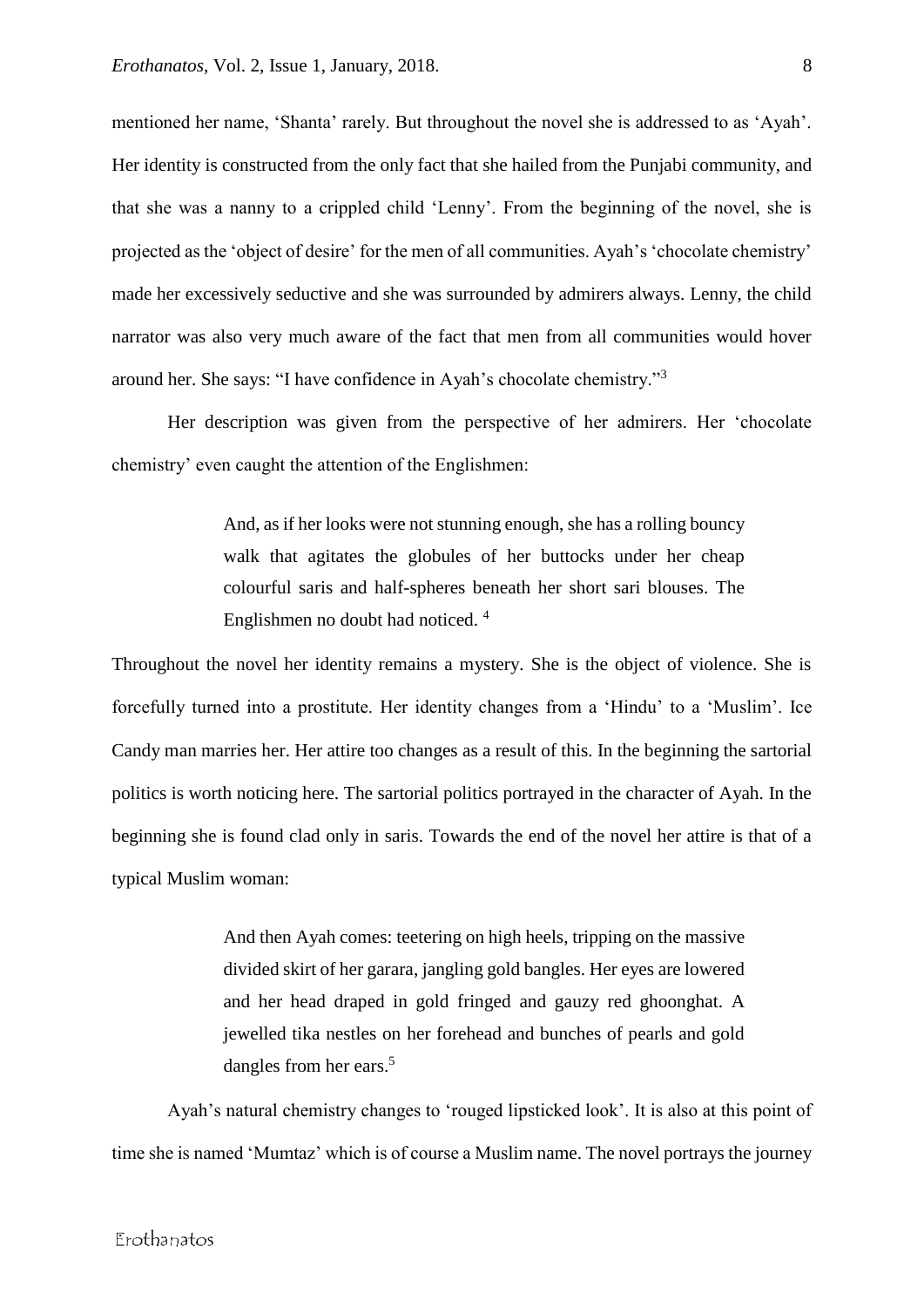mentioned her name, 'Shanta' rarely. But throughout the novel she is addressed to as 'Ayah'. Her identity is constructed from the only fact that she hailed from the Punjabi community, and that she was a nanny to a crippled child 'Lenny'. From the beginning of the novel, she is projected as the 'object of desire' for the men of all communities. Ayah's 'chocolate chemistry' made her excessively seductive and she was surrounded by admirers always. Lenny, the child narrator was also very much aware of the fact that men from all communities would hover around her. She says: "I have confidence in Ayah's chocolate chemistry."[3]

Her description was given from the perspective of her admirers. Her 'chocolate chemistry' even caught the attention of the Englishmen:

> And, as if her looks were not stunning enough, she has a rolling bouncy walk that agitates the globules of her buttocks under her cheap colourful saris and half-spheres beneath her short sari blouses. The Englishmen no doubt had noticed. [4]

Throughout the novel her identity remains a mystery. She is the object of violence. She is forcefully turned into a prostitute. Her identity changes from a 'Hindu' to a 'Muslim'. Ice Candy man marries her. Her attire too changes as a result of this. In the beginning the sartorial politics is worth noticing here. The sartorial politics portrayed in the character of Ayah. In the beginning she is found clad only in saris. Towards the end of the novel her attire is that of a typical Muslim woman:

> And then Ayah comes: teetering on high heels, tripping on the massive divided skirt of her garara, jangling gold bangles. Her eyes are lowered and her head draped in gold fringed and gauzy red ghoonghat. A jewelled tika nestles on her forehead and bunches of pearls and gold dangles from her ears.[5]

Ayah's natural chemistry changes to 'rouged lipsticked look'. It is also at this point of time she is named 'Mumtaz' which is of course a Muslim name. The novel portrays the journey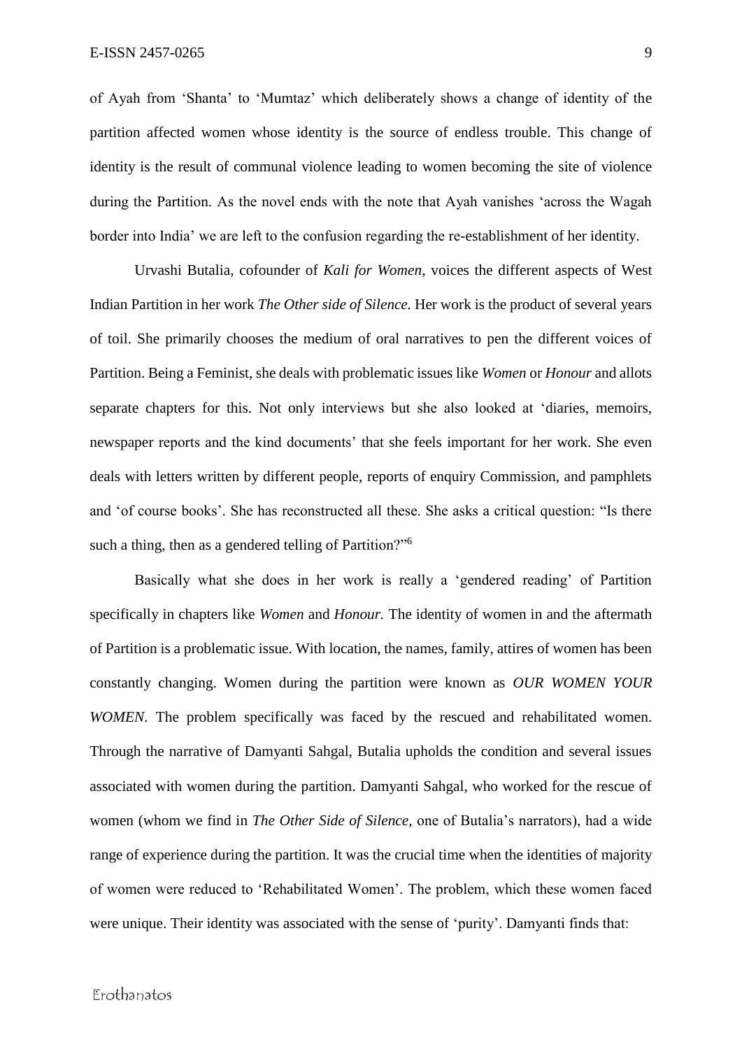of Ayah from 'Shanta' to 'Mumtaz' which deliberately shows a change of identity of the partition affected women whose identity is the source of endless trouble. This change of identity is the result of communal violence leading to women becoming the site of violence during the Partition. As the novel ends with the note that Ayah vanishes 'across the Wagah border into India' we are left to the confusion regarding the re-establishment of her identity.

Urvashi Butalia, cofounder of *Kali for Women*, voices the different aspects of West Indian Partition in her work *The Other side of Silence.* Her work is the product of several years of toil. She primarily chooses the medium of oral narratives to pen the different voices of Partition. Being a Feminist, she deals with problematic issues like *Women* or *Honour* and allots separate chapters for this. Not only interviews but she also looked at 'diaries, memoirs, newspaper reports and the kind documents' that she feels important for her work. She even deals with letters written by different people, reports of enquiry Commission, and pamphlets and 'of course books'. She has reconstructed all these. She asks a critical question: "Is there such a thing, then as a gendered telling of Partition?"[6]

Basically what she does in her work is really a 'gendered reading' of Partition specifically in chapters like *Women* and *Honour.* The identity of women in and the aftermath of Partition is a problematic issue. With location, the names, family, attires of women has been constantly changing. Women during the partition were known as *OUR WOMEN YOUR WOMEN*. The problem specifically was faced by the rescued and rehabilitated women. Through the narrative of Damyanti Sahgal, Butalia upholds the condition and several issues associated with women during the partition. Damyanti Sahgal, who worked for the rescue of women (whom we find in *The Other Side of Silence,* one of Butalia's narrators), had a wide range of experience during the partition. It was the crucial time when the identities of majority of women were reduced to 'Rehabilitated Women'. The problem, which these women faced were unique. Their identity was associated with the sense of 'purity'. Damyanti finds that: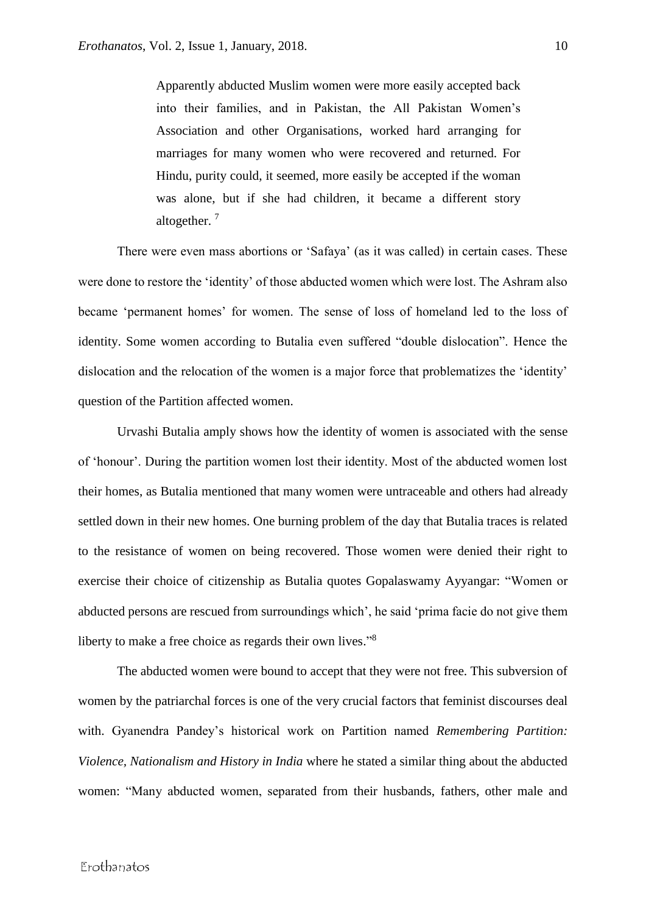> Apparently abducted Muslim women were more easily accepted back into their families, and in Pakistan, the All Pakistan Women's Association and other Organisations, worked hard arranging for marriages for many women who were recovered and returned. For Hindu, purity could, it seemed, more easily be accepted if the woman was alone, but if she had children, it became a different story altogether. [7]

There were even mass abortions or 'Safaya' (as it was called) in certain cases. These were done to restore the 'identity' of those abducted women which were lost. The Ashram also became 'permanent homes' for women. The sense of loss of homeland led to the loss of identity. Some women according to Butalia even suffered "double dislocation". Hence the dislocation and the relocation of the women is a major force that problematizes the 'identity' question of the Partition affected women.

Urvashi Butalia amply shows how the identity of women is associated with the sense of 'honour'. During the partition women lost their identity. Most of the abducted women lost their homes, as Butalia mentioned that many women were untraceable and others had already settled down in their new homes. One burning problem of the day that Butalia traces is related to the resistance of women on being recovered. Those women were denied their right to exercise their choice of citizenship as Butalia quotes Gopalaswamy Ayyangar: "Women or abducted persons are rescued from surroundings which', he said 'prima facie do not give them liberty to make a free choice as regards their own lives."[8]

The abducted women were bound to accept that they were not free. This subversion of women by the patriarchal forces is one of the very crucial factors that feminist discourses deal with. Gyanendra Pandey's historical work on Partition named *Remembering Partition: Violence, Nationalism and History in India* where he stated a similar thing about the abducted women: "Many abducted women, separated from their husbands, fathers, other male and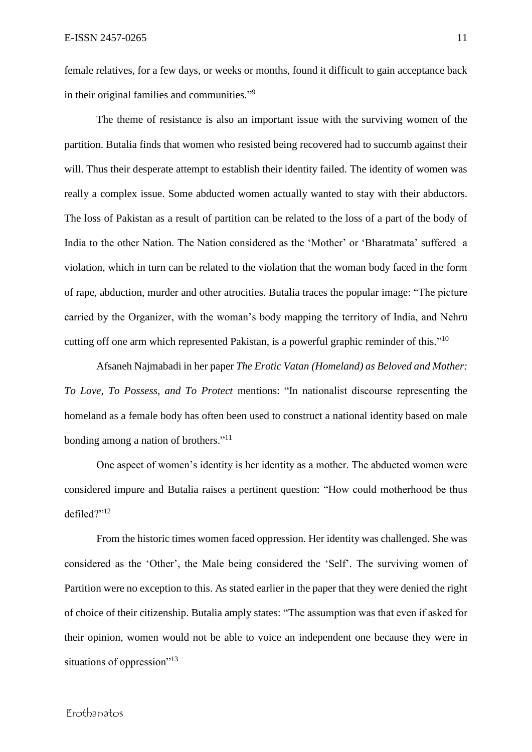female relatives, for a few days, or weeks or months, found it difficult to gain acceptance back in their original families and communities."[9]

The theme of resistance is also an important issue with the surviving women of the partition. Butalia finds that women who resisted being recovered had to succumb against their will. Thus their desperate attempt to establish their identity failed. The identity of women was really a complex issue. Some abducted women actually wanted to stay with their abductors. The loss of Pakistan as a result of partition can be related to the loss of a part of the body of India to the other Nation. The Nation considered as the 'Mother' or 'Bharatmata' suffered a violation, which in turn can be related to the violation that the woman body faced in the form of rape, abduction, murder and other atrocities. Butalia traces the popular image: "The picture carried by the Organizer, with the woman's body mapping the territory of India, and Nehru cutting off one arm which represented Pakistan, is a powerful graphic reminder of this."[10]

Afsaneh Najmabadi in her paper *The Erotic Vatan (Homeland) as Beloved and Mother: To Love, To Possess, and To Protect* mentions: "In nationalist discourse representing the homeland as a female body has often been used to construct a national identity based on male bonding among a nation of brothers."[11]

One aspect of women's identity is her identity as a mother. The abducted women were considered impure and Butalia raises a pertinent question: "How could motherhood be thus defiled?"[12]

From the historic times women faced oppression. Her identity was challenged. She was considered as the 'Other', the Male being considered the 'Self'. The surviving women of Partition were no exception to this. As stated earlier in the paper that they were denied the right of choice of their citizenship. Butalia amply states: "The assumption was that even if asked for their opinion, women would not be able to voice an independent one because they were in situations of oppression"[13]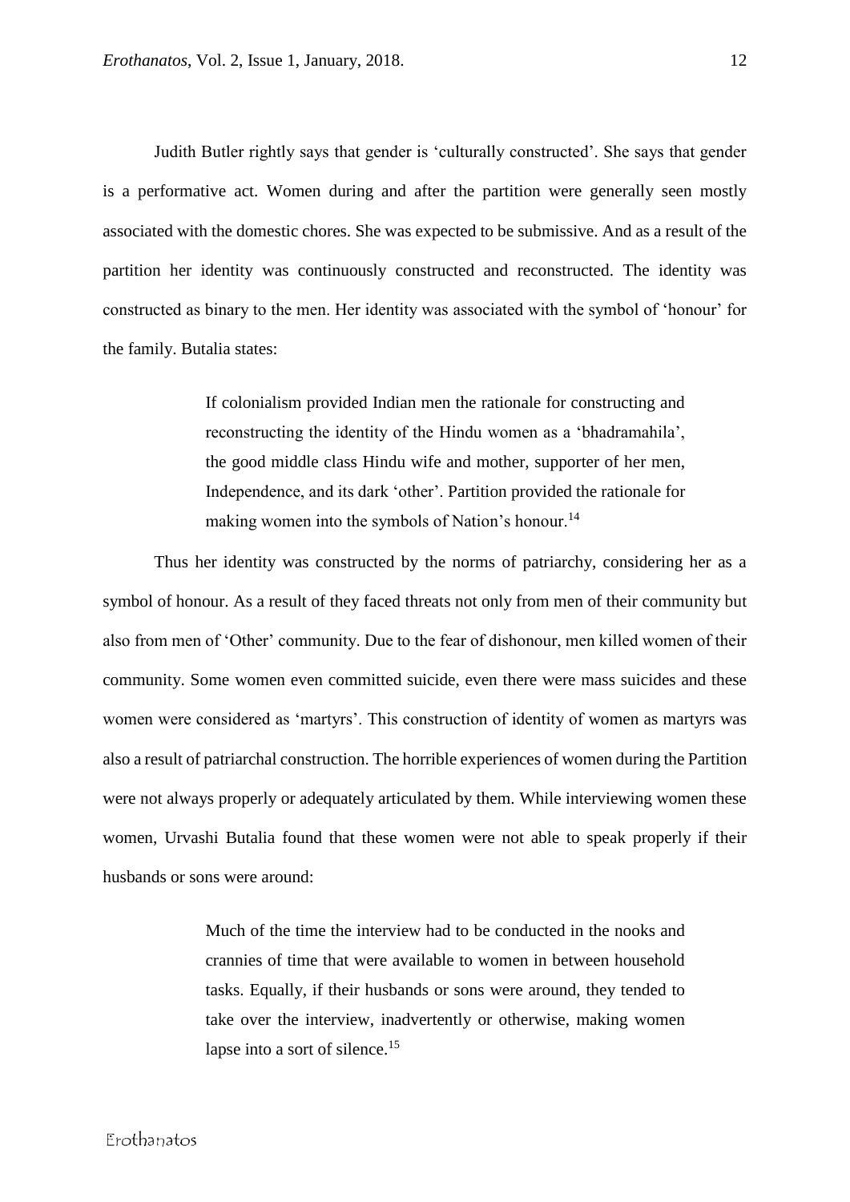Judith Butler rightly says that gender is 'culturally constructed'. She says that gender is a performative act. Women during and after the partition were generally seen mostly associated with the domestic chores. She was expected to be submissive. And as a result of the partition her identity was continuously constructed and reconstructed. The identity was constructed as binary to the men. Her identity was associated with the symbol of 'honour' for the family. Butalia states:

> If colonialism provided Indian men the rationale for constructing and reconstructing the identity of the Hindu women as a 'bhadramahila', the good middle class Hindu wife and mother, supporter of her men, Independence, and its dark 'other'. Partition provided the rationale for making women into the symbols of Nation's honour.[14]

Thus her identity was constructed by the norms of patriarchy, considering her as a symbol of honour. As a result of they faced threats not only from men of their community but also from men of 'Other' community. Due to the fear of dishonour, men killed women of their community. Some women even committed suicide, even there were mass suicides and these women were considered as 'martyrs'. This construction of identity of women as martyrs was also a result of patriarchal construction. The horrible experiences of women during the Partition were not always properly or adequately articulated by them. While interviewing women these women, Urvashi Butalia found that these women were not able to speak properly if their husbands or sons were around:

> Much of the time the interview had to be conducted in the nooks and crannies of time that were available to women in between household tasks. Equally, if their husbands or sons were around, they tended to take over the interview, inadvertently or otherwise, making women lapse into a sort of silence.[15]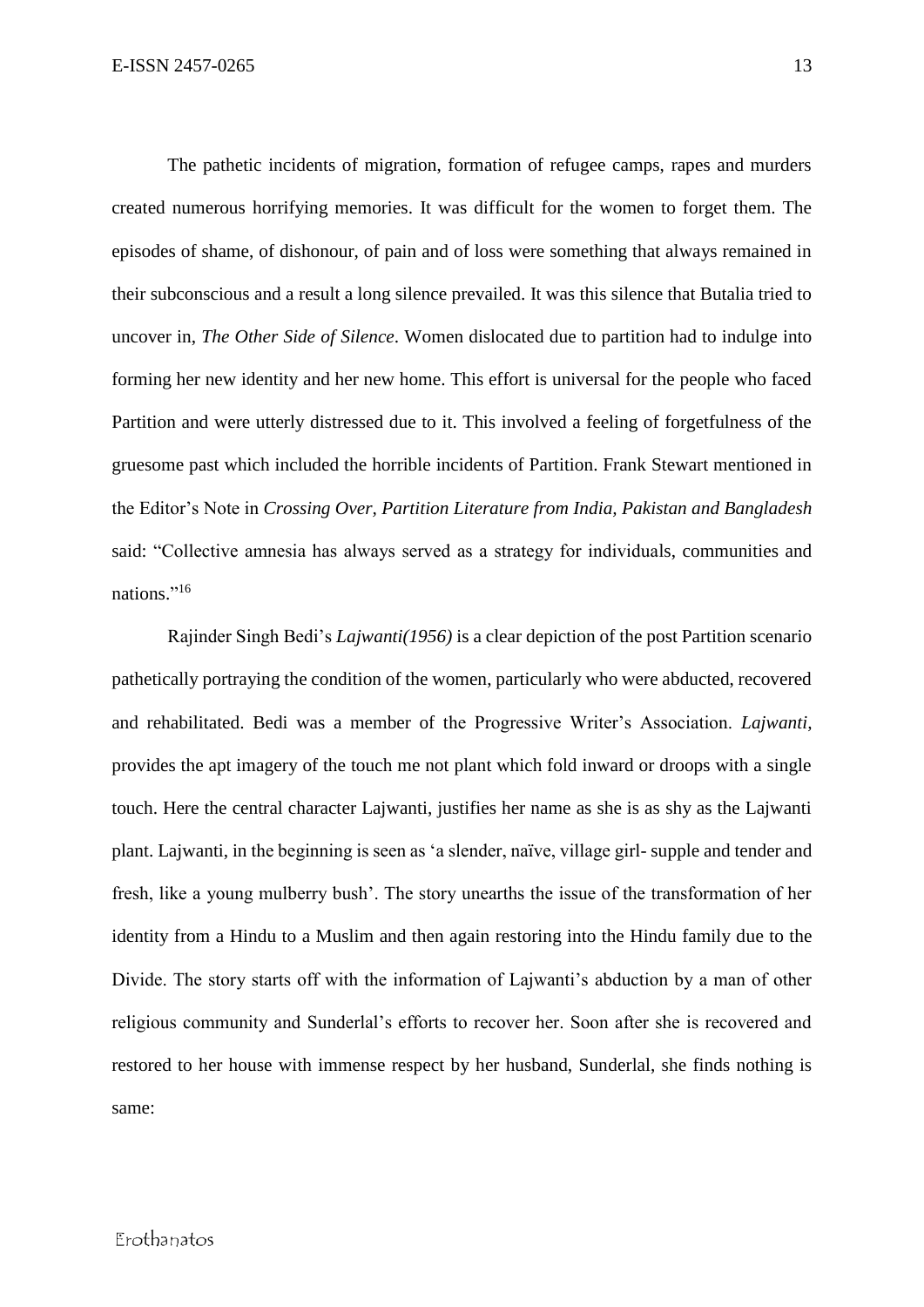The pathetic incidents of migration, formation of refugee camps, rapes and murders created numerous horrifying memories. It was difficult for the women to forget them. The episodes of shame, of dishonour, of pain and of loss were something that always remained in their subconscious and a result a long silence prevailed. It was this silence that Butalia tried to uncover in, *The Other Side of Silence*. Women dislocated due to partition had to indulge into forming her new identity and her new home. This effort is universal for the people who faced Partition and were utterly distressed due to it. This involved a feeling of forgetfulness of the gruesome past which included the horrible incidents of Partition. Frank Stewart mentioned in the Editor's Note in *Crossing Over, Partition Literature from India, Pakistan and Bangladesh* said: "Collective amnesia has always served as a strategy for individuals, communities and nations."[16]

Rajinder Singh Bedi's *Lajwanti(1956)* is a clear depiction of the post Partition scenario pathetically portraying the condition of the women, particularly who were abducted, recovered and rehabilitated. Bedi was a member of the Progressive Writer's Association. *Lajwanti,* provides the apt imagery of the touch me not plant which fold inward or droops with a single touch. Here the central character Lajwanti, justifies her name as she is as shy as the Lajwanti plant. Lajwanti, in the beginning is seen as 'a slender, naïve, village girl- supple and tender and fresh, like a young mulberry bush'. The story unearths the issue of the transformation of her identity from a Hindu to a Muslim and then again restoring into the Hindu family due to the Divide. The story starts off with the information of Lajwanti's abduction by a man of other religious community and Sunderlal's efforts to recover her. Soon after she is recovered and restored to her house with immense respect by her husband, Sunderlal, she finds nothing is same: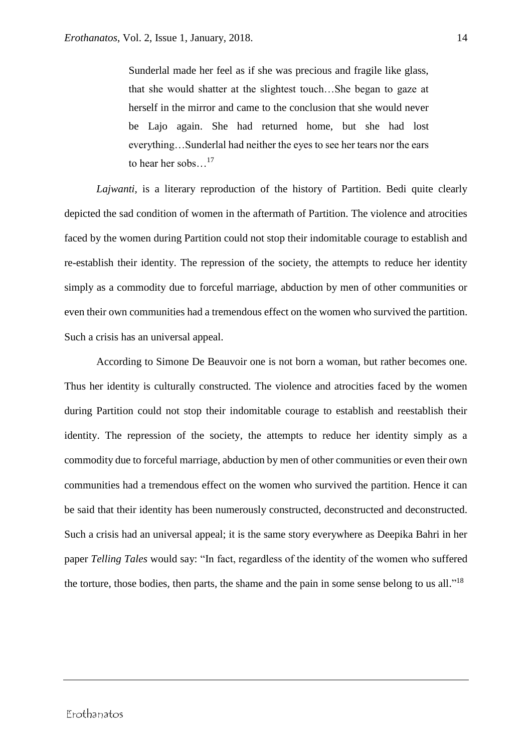> Sunderlal made her feel as if she was precious and fragile like glass, that she would shatter at the slightest touch…She began to gaze at herself in the mirror and came to the conclusion that she would never be Lajo again. She had returned home, but she had lost everything…Sunderlal had neither the eyes to see her tears nor the ears to hear her sobs…[17]

*Lajwanti,* is a literary reproduction of the history of Partition. Bedi quite clearly depicted the sad condition of women in the aftermath of Partition. The violence and atrocities faced by the women during Partition could not stop their indomitable courage to establish and re-establish their identity. The repression of the society, the attempts to reduce her identity simply as a commodity due to forceful marriage, abduction by men of other communities or even their own communities had a tremendous effect on the women who survived the partition. Such a crisis has an universal appeal.

According to Simone De Beauvoir one is not born a woman, but rather becomes one. Thus her identity is culturally constructed. The violence and atrocities faced by the women during Partition could not stop their indomitable courage to establish and reestablish their identity. The repression of the society, the attempts to reduce her identity simply as a commodity due to forceful marriage, abduction by men of other communities or even their own communities had a tremendous effect on the women who survived the partition. Hence it can be said that their identity has been numerously constructed, deconstructed and deconstructed. Such a crisis had an universal appeal; it is the same story everywhere as Deepika Bahri in her paper *Telling Tales* would say: "In fact, regardless of the identity of the women who suffered the torture, those bodies, then parts, the shame and the pain in some sense belong to us all."[18]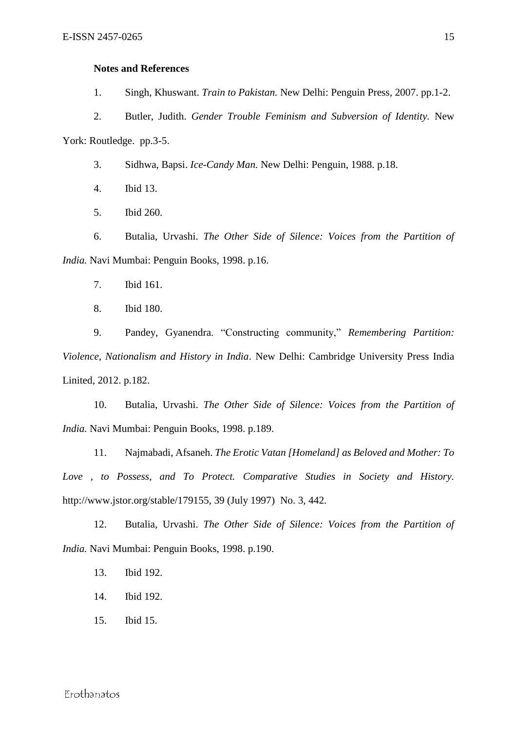**Notes and References**

1. Singh, Khuswant. *Train to Pakistan.* New Delhi: Penguin Press, 2007. pp.1-2.
2. Butler, Judith. *Gender Trouble Feminism and Subversion of Identity.* New York: Routledge. pp.3-5.
3. Sidhwa, Bapsi. *Ice-Candy Man.* New Delhi: Penguin, 1988. p.18.
4. Ibid 13.
5. Ibid 260.
6. Butalia, Urvashi. *The Other Side of Silence: Voices from the Partition of India.* Navi Mumbai: Penguin Books, 1998. p.16.
7. Ibid 161.
8. Ibid 180.
9. Pandey, Gyanendra. "Constructing community," *Remembering Partition: Violence, Nationalism and History in India*. New Delhi: Cambridge University Press India Linited, 2012. p.182.
10. Butalia, Urvashi. *The Other Side of Silence: Voices from the Partition of India.* Navi Mumbai: Penguin Books, 1998. p.189.
11. Najmabadi, Afsaneh. *The Erotic Vatan [Homeland] as Beloved and Mother: To Love , to Possess, and To Protect. Comparative Studies in Society and History.* http://www.jstor.org/stable/179155, 39 (July 1997) No. 3, 442.
12. Butalia, Urvashi. *The Other Side of Silence: Voices from the Partition of India.* Navi Mumbai: Penguin Books, 1998. p.190.
13. Ibid 192.
14. Ibid 192.
15. Ibid 15.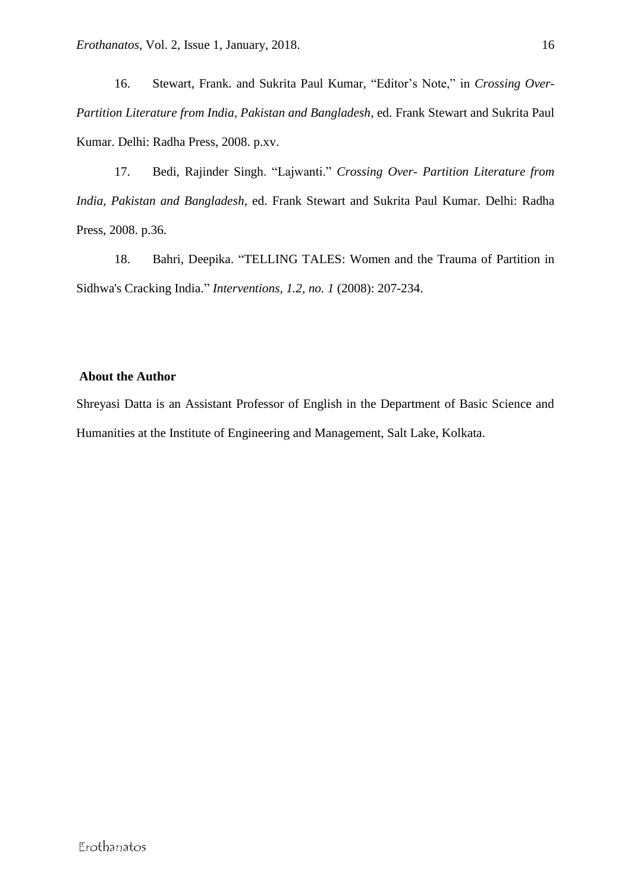16. Stewart, Frank. and Sukrita Paul Kumar, "Editor's Note," in *Crossing Over- Partition Literature from India, Pakistan and Bangladesh*, ed. Frank Stewart and Sukrita Paul Kumar. Delhi: Radha Press, 2008. p.xv.

17. Bedi, Rajinder Singh. "Lajwanti." *Crossing Over- Partition Literature from India, Pakistan and Bangladesh*, ed. Frank Stewart and Sukrita Paul Kumar. Delhi: Radha Press, 2008. p.36.

18. Bahri, Deepika. "TELLING TALES: Women and the Trauma of Partition in Sidhwa's Cracking India." *Interventions, 1.2, no. 1* (2008): 207-234.

**About the Author**

Shreyasi Datta is an Assistant Professor of English in the Department of Basic Science and Humanities at the Institute of Engineering and Management, Salt Lake, Kolkata.